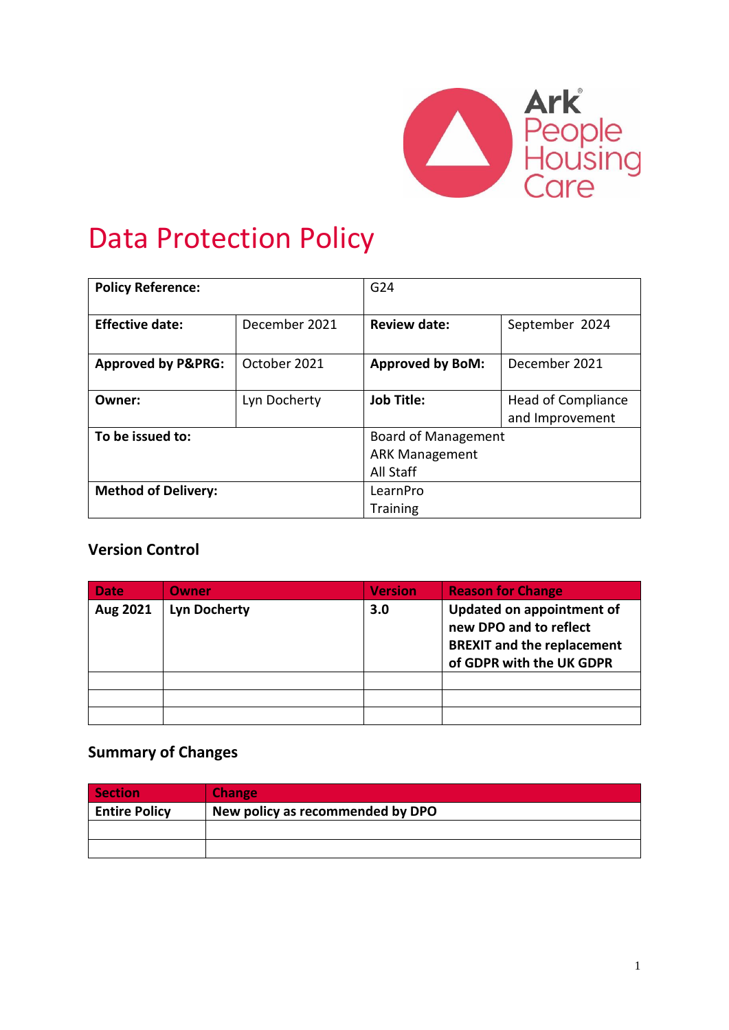# Data Protection Policy

| **Policy Reference:** | | G24 | |
|---|---|---|---|
| **Effective date:** | December 2021 | **Review date:** | September 2024 |
| **Approved by P&PRG:** | October 2021 | **Approved by BoM:** | December 2021 |
| **Owner:** | Lyn Docherty | **Job Title:** | Head of Compliance and Improvement |
| **To be issued to:** | | Board of Management<br>ARK Management<br>All Staff | |
| **Method of Delivery:** | | LearnPro<br>Training | |

## Version Control

| Date | Owner | Version | Reason for Change |
|---|---|---|---|
| **Aug 2021** | **Lyn Docherty** | **3.0** | **Updated on appointment of new DPO and to reflect BREXIT and the replacement of GDPR with the UK GDPR** |
| | | | |
| | | | |
| | | | |

## Summary of Changes

| Section | Change |
|---|---|
| **Entire Policy** | **New policy as recommended by DPO** |
| | |
| | |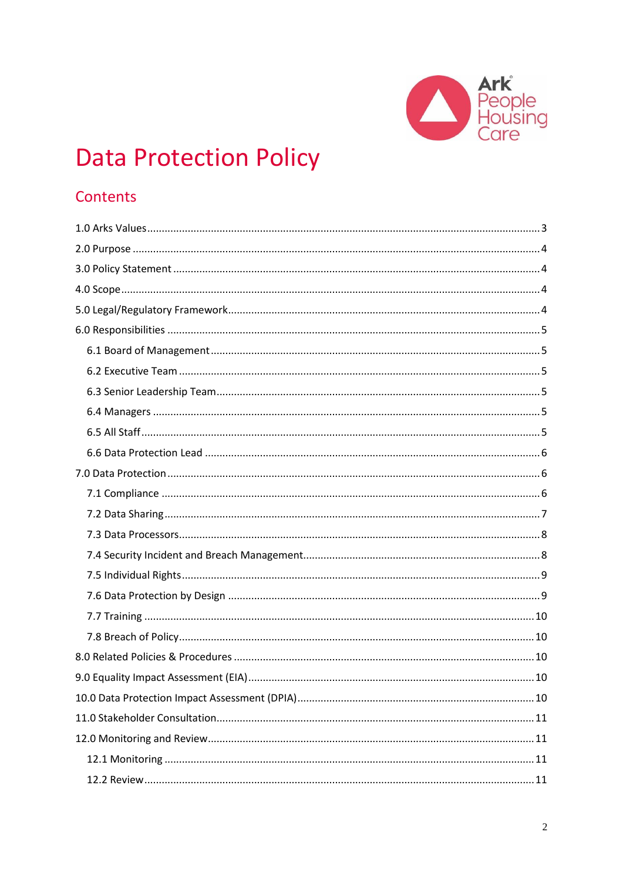# Data Protection Policy

## Contents

1.0 Arks Values ........ 3

2.0 Purpose ........ 4

3.0 Policy Statement ........ 4

4.0 Scope ........ 4

5.0 Legal/Regulatory Framework ........ 4

6.0 Responsibilities ........ 5

- 6.1 Board of Management ........ 5
- 6.2 Executive Team ........ 5
- 6.3 Senior Leadership Team ........ 5
- 6.4 Managers ........ 5
- 6.5 All Staff ........ 5
- 6.6 Data Protection Lead ........ 6

7.0 Data Protection ........ 6

- 7.1 Compliance ........ 6
- 7.2 Data Sharing ........ 7
- 7.3 Data Processors ........ 8
- 7.4 Security Incident and Breach Management ........ 8
- 7.5 Individual Rights ........ 9
- 7.6 Data Protection by Design ........ 9
- 7.7 Training ........ 10
- 7.8 Breach of Policy ........ 10

8.0 Related Policies & Procedures ........ 10

9.0 Equality Impact Assessment (EIA) ........ 10

10.0 Data Protection Impact Assessment (DPIA) ........ 10

11.0 Stakeholder Consultation ........ 11

12.0 Monitoring and Review ........ 11

- 12.1 Monitoring ........ 11
- 12.2 Review ........ 11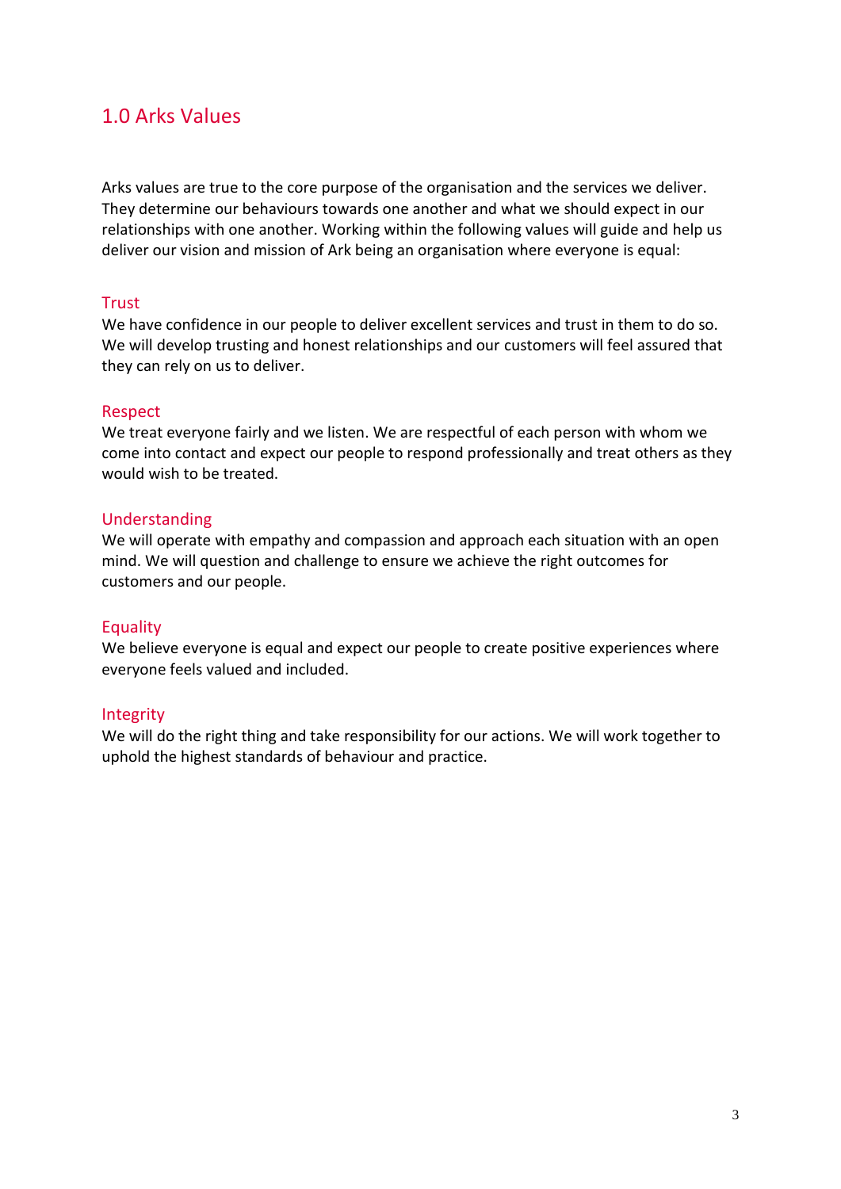## 1.0 Arks Values

Arks values are true to the core purpose of the organisation and the services we deliver. They determine our behaviours towards one another and what we should expect in our relationships with one another. Working within the following values will guide and help us deliver our vision and mission of Ark being an organisation where everyone is equal:

### Trust

We have confidence in our people to deliver excellent services and trust in them to do so. We will develop trusting and honest relationships and our customers will feel assured that they can rely on us to deliver.

### Respect

We treat everyone fairly and we listen. We are respectful of each person with whom we come into contact and expect our people to respond professionally and treat others as they would wish to be treated.

### Understanding

We will operate with empathy and compassion and approach each situation with an open mind. We will question and challenge to ensure we achieve the right outcomes for customers and our people.

### Equality

We believe everyone is equal and expect our people to create positive experiences where everyone feels valued and included.

### Integrity

We will do the right thing and take responsibility for our actions. We will work together to uphold the highest standards of behaviour and practice.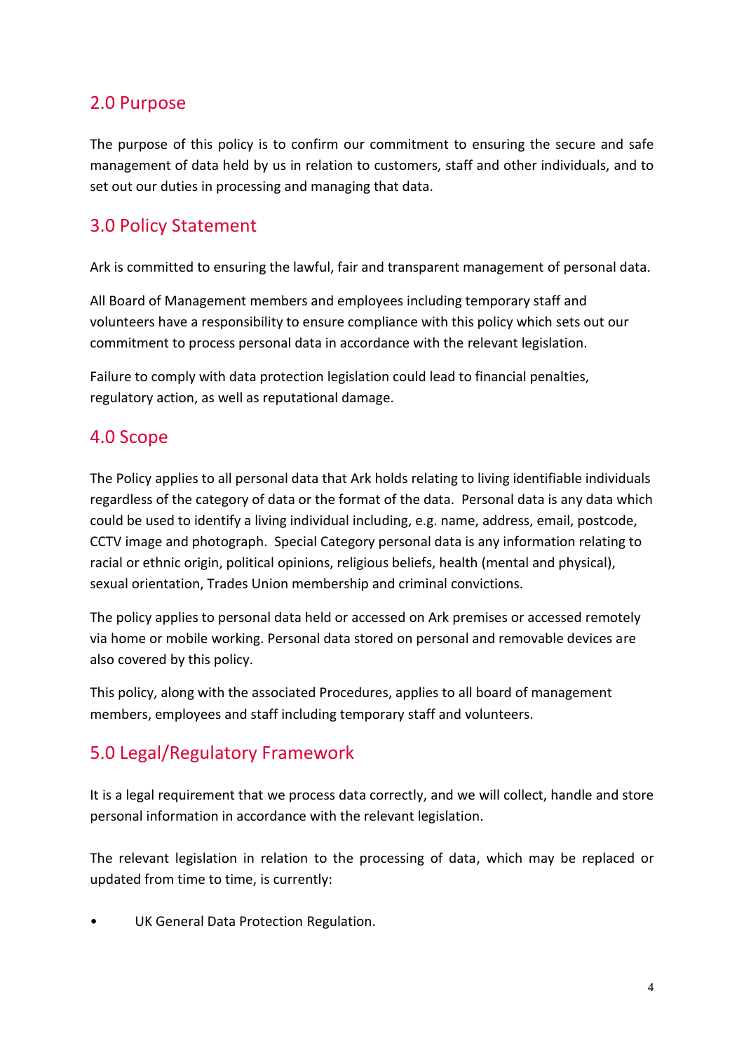## 2.0 Purpose

The purpose of this policy is to confirm our commitment to ensuring the secure and safe management of data held by us in relation to customers, staff and other individuals, and to set out our duties in processing and managing that data.

## 3.0 Policy Statement

Ark is committed to ensuring the lawful, fair and transparent management of personal data.

All Board of Management members and employees including temporary staff and volunteers have a responsibility to ensure compliance with this policy which sets out our commitment to process personal data in accordance with the relevant legislation.

Failure to comply with data protection legislation could lead to financial penalties, regulatory action, as well as reputational damage.

## 4.0 Scope

The Policy applies to all personal data that Ark holds relating to living identifiable individuals regardless of the category of data or the format of the data. Personal data is any data which could be used to identify a living individual including, e.g. name, address, email, postcode, CCTV image and photograph. Special Category personal data is any information relating to racial or ethnic origin, political opinions, religious beliefs, health (mental and physical), sexual orientation, Trades Union membership and criminal convictions.

The policy applies to personal data held or accessed on Ark premises or accessed remotely via home or mobile working. Personal data stored on personal and removable devices are also covered by this policy.

This policy, along with the associated Procedures, applies to all board of management members, employees and staff including temporary staff and volunteers.

## 5.0 Legal/Regulatory Framework

It is a legal requirement that we process data correctly, and we will collect, handle and store personal information in accordance with the relevant legislation.

The relevant legislation in relation to the processing of data, which may be replaced or updated from time to time, is currently:

- UK General Data Protection Regulation.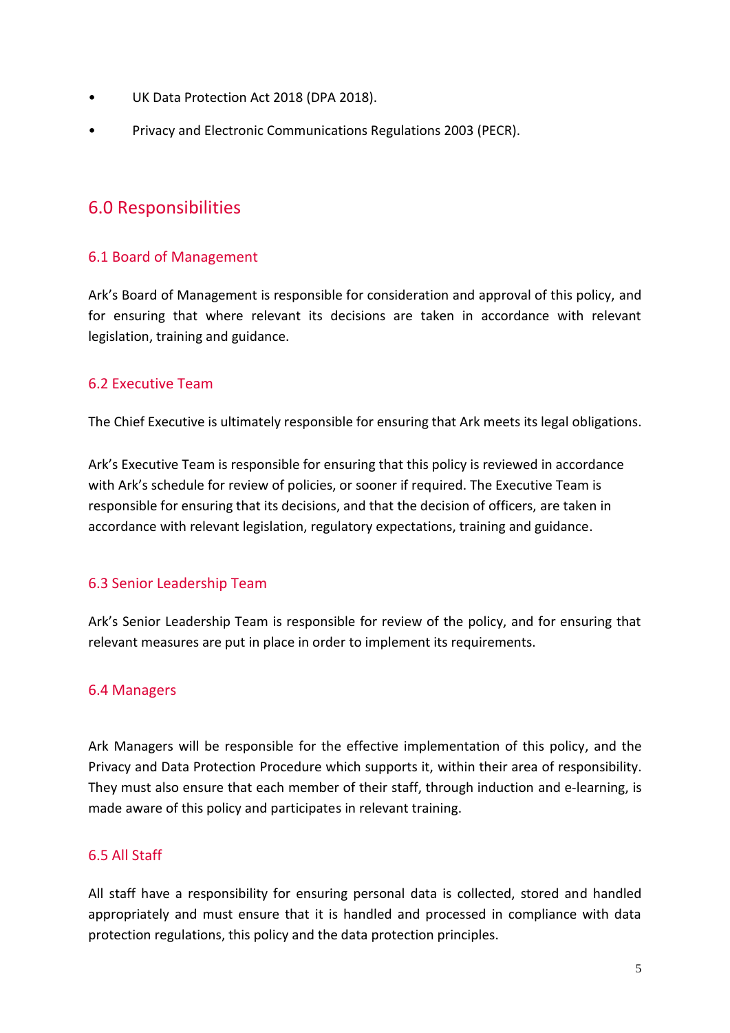- UK Data Protection Act 2018 (DPA 2018).
- Privacy and Electronic Communications Regulations 2003 (PECR).

## 6.0 Responsibilities

### 6.1 Board of Management

Ark's Board of Management is responsible for consideration and approval of this policy, and for ensuring that where relevant its decisions are taken in accordance with relevant legislation, training and guidance.

### 6.2 Executive Team

The Chief Executive is ultimately responsible for ensuring that Ark meets its legal obligations.

Ark's Executive Team is responsible for ensuring that this policy is reviewed in accordance with Ark's schedule for review of policies, or sooner if required. The Executive Team is responsible for ensuring that its decisions, and that the decision of officers, are taken in accordance with relevant legislation, regulatory expectations, training and guidance.

### 6.3 Senior Leadership Team

Ark's Senior Leadership Team is responsible for review of the policy, and for ensuring that relevant measures are put in place in order to implement its requirements.

### 6.4 Managers

Ark Managers will be responsible for the effective implementation of this policy, and the Privacy and Data Protection Procedure which supports it, within their area of responsibility. They must also ensure that each member of their staff, through induction and e-learning, is made aware of this policy and participates in relevant training.

### 6.5 All Staff

All staff have a responsibility for ensuring personal data is collected, stored and handled appropriately and must ensure that it is handled and processed in compliance with data protection regulations, this policy and the data protection principles.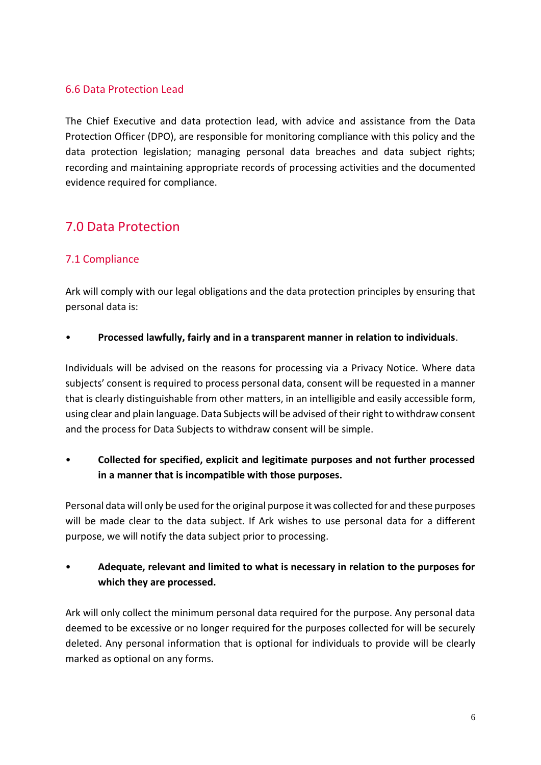### 6.6 Data Protection Lead

The Chief Executive and data protection lead, with advice and assistance from the Data Protection Officer (DPO), are responsible for monitoring compliance with this policy and the data protection legislation; managing personal data breaches and data subject rights; recording and maintaining appropriate records of processing activities and the documented evidence required for compliance.

## 7.0 Data Protection

### 7.1 Compliance

Ark will comply with our legal obligations and the data protection principles by ensuring that personal data is:

- **Processed lawfully, fairly and in a transparent manner in relation to individuals**.

Individuals will be advised on the reasons for processing via a Privacy Notice. Where data subjects' consent is required to process personal data, consent will be requested in a manner that is clearly distinguishable from other matters, in an intelligible and easily accessible form, using clear and plain language. Data Subjects will be advised of their right to withdraw consent and the process for Data Subjects to withdraw consent will be simple.

- **Collected for specified, explicit and legitimate purposes and not further processed in a manner that is incompatible with those purposes.**

Personal data will only be used for the original purpose it was collected for and these purposes will be made clear to the data subject. If Ark wishes to use personal data for a different purpose, we will notify the data subject prior to processing.

- **Adequate, relevant and limited to what is necessary in relation to the purposes for which they are processed.**

Ark will only collect the minimum personal data required for the purpose. Any personal data deemed to be excessive or no longer required for the purposes collected for will be securely deleted. Any personal information that is optional for individuals to provide will be clearly marked as optional on any forms.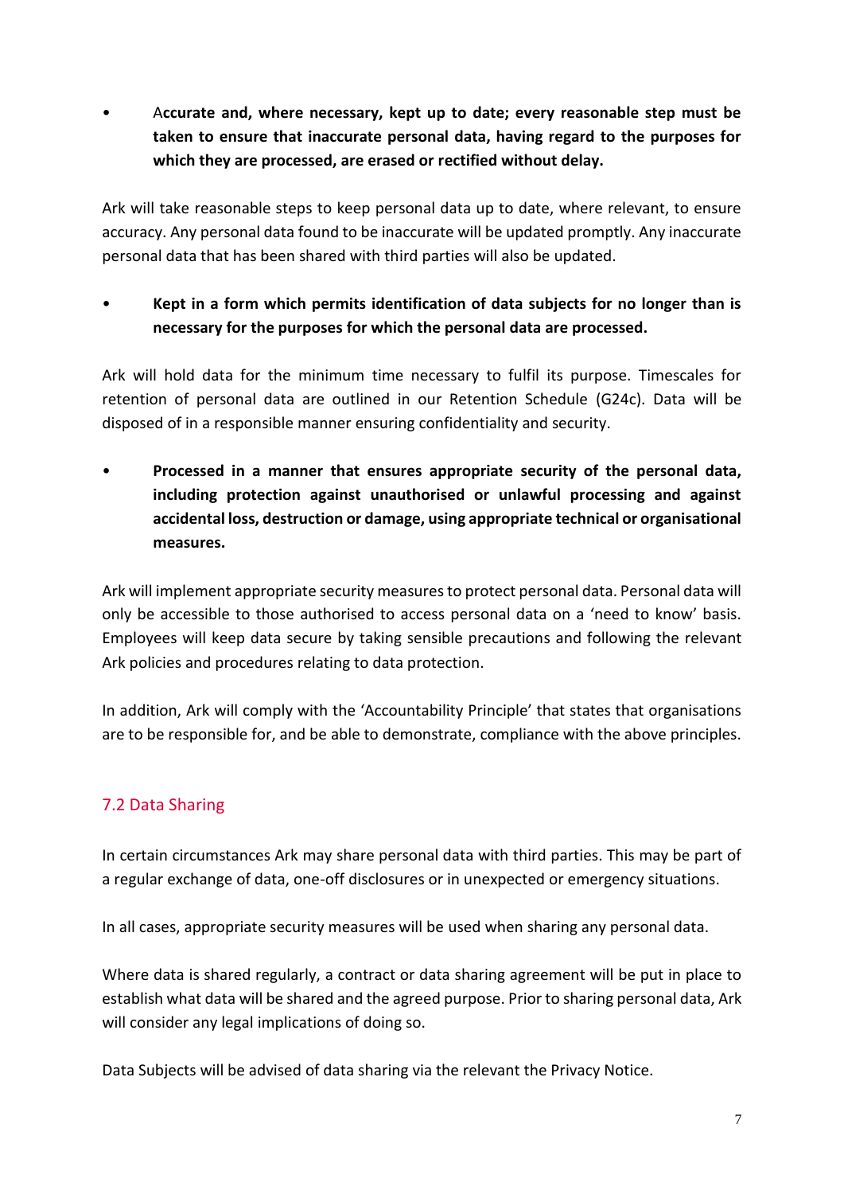- **Accurate and, where necessary, kept up to date; every reasonable step must be taken to ensure that inaccurate personal data, having regard to the purposes for which they are processed, are erased or rectified without delay.**

Ark will take reasonable steps to keep personal data up to date, where relevant, to ensure accuracy. Any personal data found to be inaccurate will be updated promptly. Any inaccurate personal data that has been shared with third parties will also be updated.

- **Kept in a form which permits identification of data subjects for no longer than is necessary for the purposes for which the personal data are processed.**

Ark will hold data for the minimum time necessary to fulfil its purpose. Timescales for retention of personal data are outlined in our Retention Schedule (G24c). Data will be disposed of in a responsible manner ensuring confidentiality and security.

- **Processed in a manner that ensures appropriate security of the personal data, including protection against unauthorised or unlawful processing and against accidental loss, destruction or damage, using appropriate technical or organisational measures.**

Ark will implement appropriate security measures to protect personal data. Personal data will only be accessible to those authorised to access personal data on a 'need to know' basis. Employees will keep data secure by taking sensible precautions and following the relevant Ark policies and procedures relating to data protection.

In addition, Ark will comply with the 'Accountability Principle' that states that organisations are to be responsible for, and be able to demonstrate, compliance with the above principles.

## 7.2 Data Sharing

In certain circumstances Ark may share personal data with third parties. This may be part of a regular exchange of data, one-off disclosures or in unexpected or emergency situations.

In all cases, appropriate security measures will be used when sharing any personal data.

Where data is shared regularly, a contract or data sharing agreement will be put in place to establish what data will be shared and the agreed purpose. Prior to sharing personal data, Ark will consider any legal implications of doing so.

Data Subjects will be advised of data sharing via the relevant the Privacy Notice.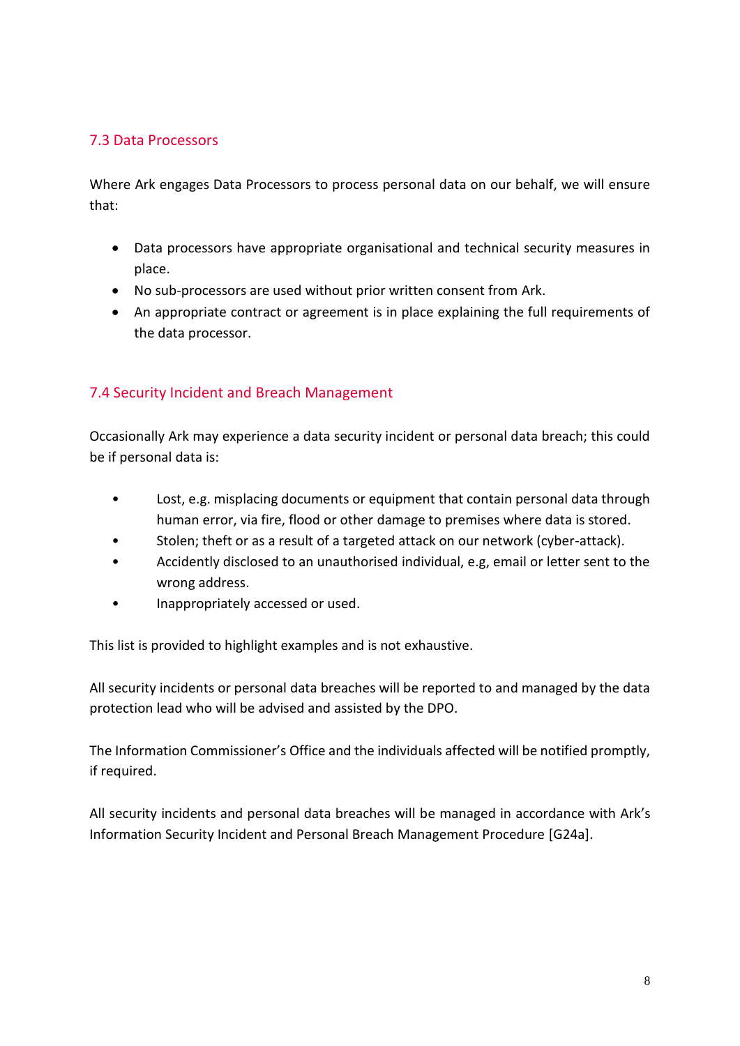### 7.3 Data Processors

Where Ark engages Data Processors to process personal data on our behalf, we will ensure that:

- Data processors have appropriate organisational and technical security measures in place.
- No sub-processors are used without prior written consent from Ark.
- An appropriate contract or agreement is in place explaining the full requirements of the data processor.

### 7.4 Security Incident and Breach Management

Occasionally Ark may experience a data security incident or personal data breach; this could be if personal data is:

- Lost, e.g. misplacing documents or equipment that contain personal data through human error, via fire, flood or other damage to premises where data is stored.
- Stolen; theft or as a result of a targeted attack on our network (cyber-attack).
- Accidently disclosed to an unauthorised individual, e.g, email or letter sent to the wrong address.
- Inappropriately accessed or used.

This list is provided to highlight examples and is not exhaustive.

All security incidents or personal data breaches will be reported to and managed by the data protection lead who will be advised and assisted by the DPO.

The Information Commissioner's Office and the individuals affected will be notified promptly, if required.

All security incidents and personal data breaches will be managed in accordance with Ark's Information Security Incident and Personal Breach Management Procedure [G24a].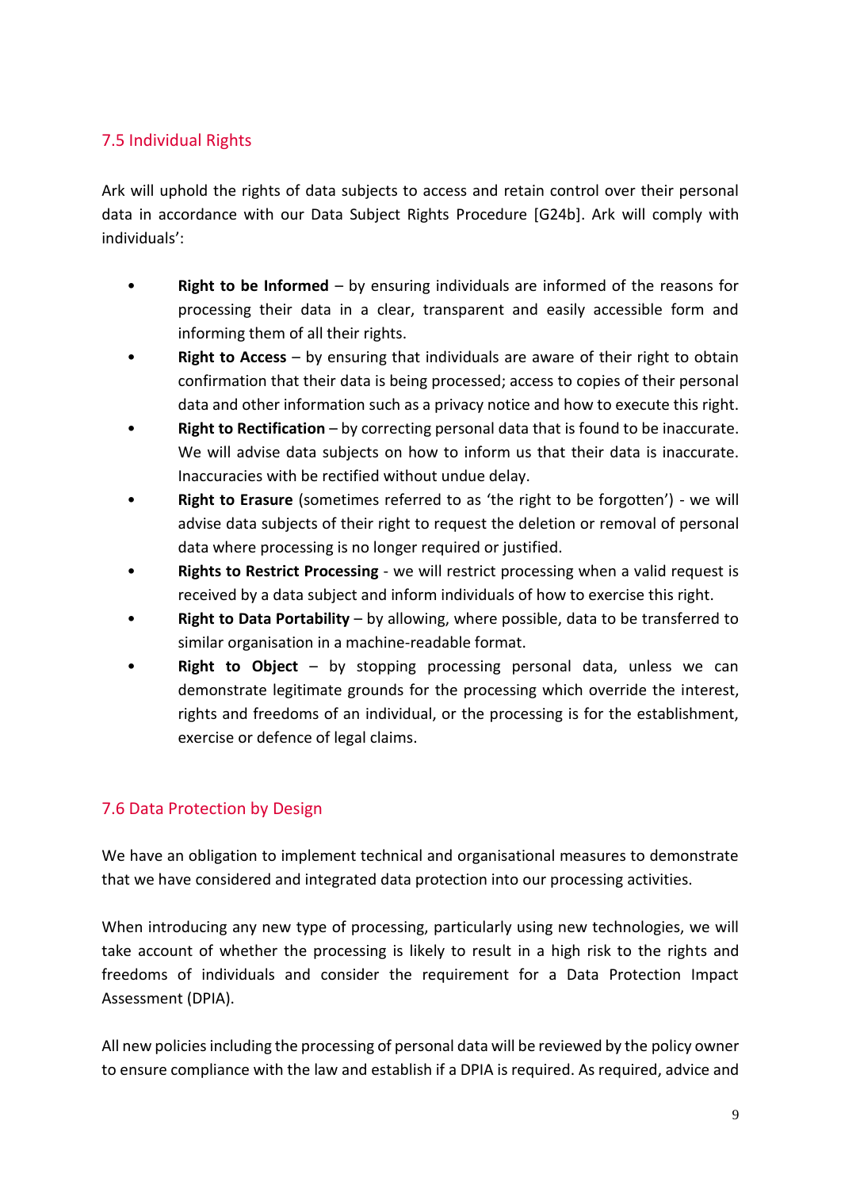## 7.5 Individual Rights

Ark will uphold the rights of data subjects to access and retain control over their personal data in accordance with our Data Subject Rights Procedure [G24b]. Ark will comply with individuals':

- **Right to be Informed** – by ensuring individuals are informed of the reasons for processing their data in a clear, transparent and easily accessible form and informing them of all their rights.
- **Right to Access** – by ensuring that individuals are aware of their right to obtain confirmation that their data is being processed; access to copies of their personal data and other information such as a privacy notice and how to execute this right.
- **Right to Rectification** – by correcting personal data that is found to be inaccurate. We will advise data subjects on how to inform us that their data is inaccurate. Inaccuracies with be rectified without undue delay.
- **Right to Erasure** (sometimes referred to as 'the right to be forgotten') - we will advise data subjects of their right to request the deletion or removal of personal data where processing is no longer required or justified.
- **Rights to Restrict Processing** - we will restrict processing when a valid request is received by a data subject and inform individuals of how to exercise this right.
- **Right to Data Portability** – by allowing, where possible, data to be transferred to similar organisation in a machine-readable format.
- **Right to Object** – by stopping processing personal data, unless we can demonstrate legitimate grounds for the processing which override the interest, rights and freedoms of an individual, or the processing is for the establishment, exercise or defence of legal claims.

## 7.6 Data Protection by Design

We have an obligation to implement technical and organisational measures to demonstrate that we have considered and integrated data protection into our processing activities.

When introducing any new type of processing, particularly using new technologies, we will take account of whether the processing is likely to result in a high risk to the rights and freedoms of individuals and consider the requirement for a Data Protection Impact Assessment (DPIA).

All new policies including the processing of personal data will be reviewed by the policy owner to ensure compliance with the law and establish if a DPIA is required. As required, advice and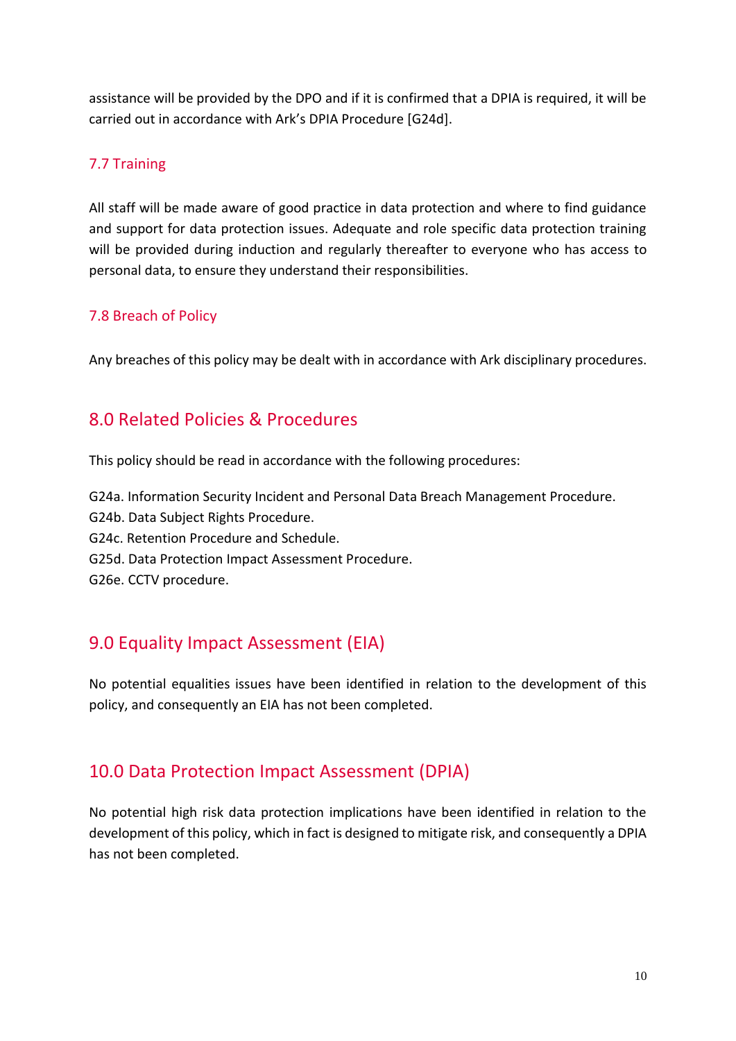assistance will be provided by the DPO and if it is confirmed that a DPIA is required, it will be carried out in accordance with Ark's DPIA Procedure [G24d].

### 7.7 Training

All staff will be made aware of good practice in data protection and where to find guidance and support for data protection issues. Adequate and role specific data protection training will be provided during induction and regularly thereafter to everyone who has access to personal data, to ensure they understand their responsibilities.

### 7.8 Breach of Policy

Any breaches of this policy may be dealt with in accordance with Ark disciplinary procedures.

## 8.0 Related Policies & Procedures

This policy should be read in accordance with the following procedures:

G24a. Information Security Incident and Personal Data Breach Management Procedure.
G24b. Data Subject Rights Procedure.
G24c. Retention Procedure and Schedule.
G25d. Data Protection Impact Assessment Procedure.
G26e. CCTV procedure.

## 9.0 Equality Impact Assessment (EIA)

No potential equalities issues have been identified in relation to the development of this policy, and consequently an EIA has not been completed.

## 10.0 Data Protection Impact Assessment (DPIA)

No potential high risk data protection implications have been identified in relation to the development of this policy, which in fact is designed to mitigate risk, and consequently a DPIA has not been completed.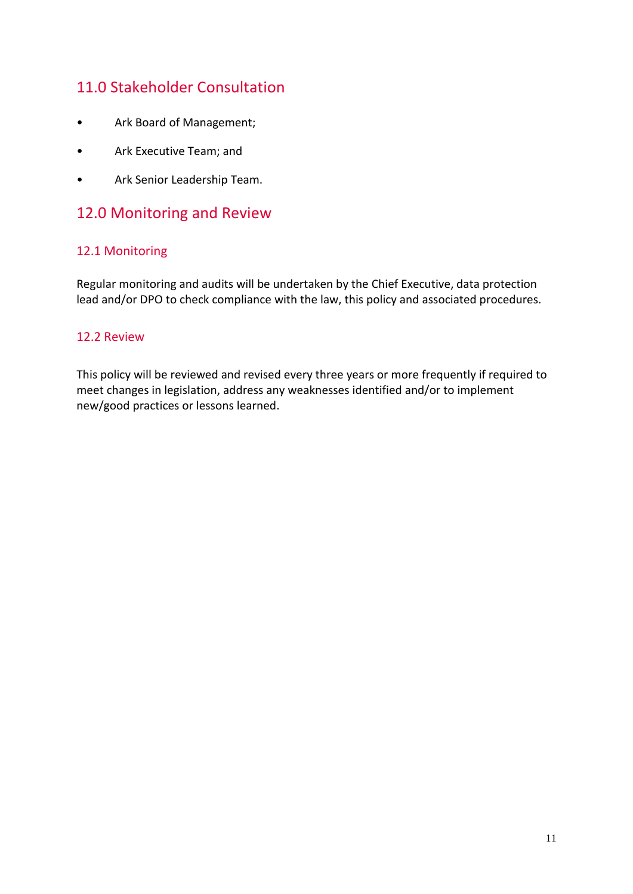## 11.0 Stakeholder Consultation

- Ark Board of Management;
- Ark Executive Team; and
- Ark Senior Leadership Team.

## 12.0 Monitoring and Review

### 12.1 Monitoring

Regular monitoring and audits will be undertaken by the Chief Executive, data protection lead and/or DPO to check compliance with the law, this policy and associated procedures.

### 12.2 Review

This policy will be reviewed and revised every three years or more frequently if required to meet changes in legislation, address any weaknesses identified and/or to implement new/good practices or lessons learned.